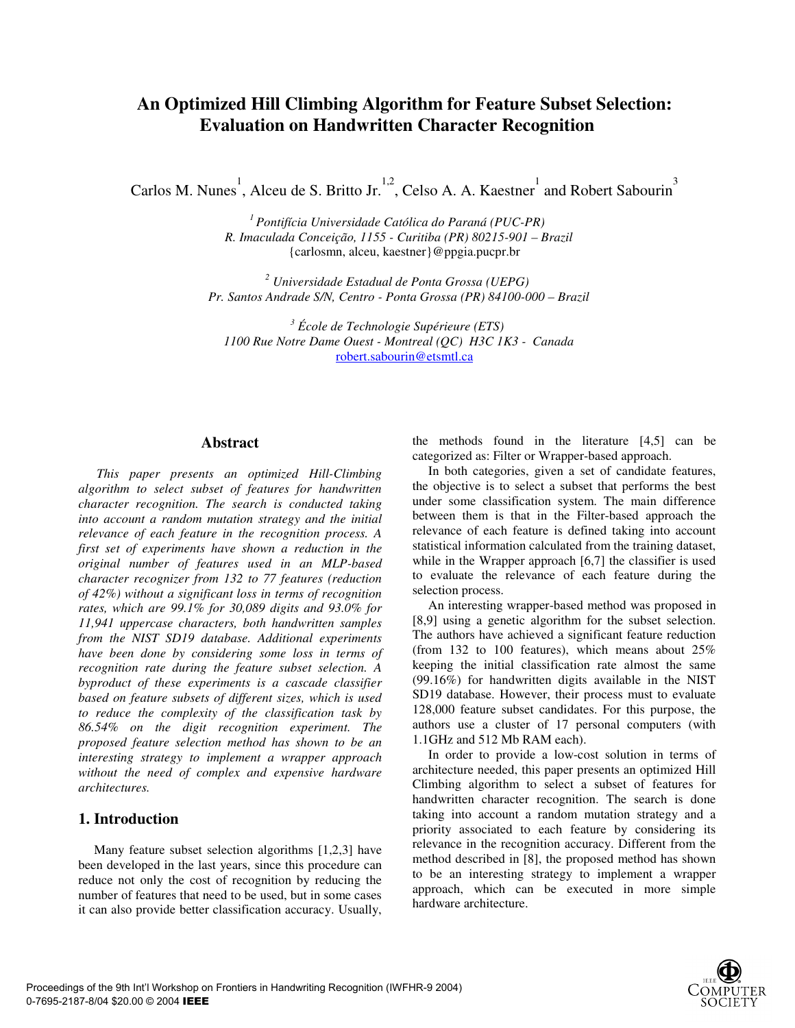# An Optimized Hill Climbing Algorithm for Feature Subset Selection: Evaluation on Handwritten Character Recognition

Carlos M. Nunes[1], Alceu de S. Britto Jr.[1,2], Celso A. A. Kaestner[1] and Robert Sabourin[3]

[1] *Pontifícia Universidade Católica do Paraná (PUC-PR)*
*R. Imaculada Conceição, 1155 - Curitiba (PR) 80215-901 – Brazil*
{carlosmn, alceu, kaestner}@ppgia.pucpr.br

[2] *Universidade Estadual de Ponta Grossa (UEPG)*
*Pr. Santos Andrade S/N, Centro - Ponta Grossa (PR) 84100-000 – Brazil*

[3] *École de Technologie Supérieure (ETS)*
*1100 Rue Notre Dame Ouest - Montreal (QC) H3C 1K3 - Canada*
robert.sabourin@etsmtl.ca

## Abstract

*This paper presents an optimized Hill-Climbing algorithm to select subset of features for handwritten character recognition. The search is conducted taking into account a random mutation strategy and the initial relevance of each feature in the recognition process. A first set of experiments have shown a reduction in the original number of features used in an MLP-based character recognizer from 132 to 77 features (reduction of 42%) without a significant loss in terms of recognition rates, which are 99.1% for 30,089 digits and 93.0% for 11,941 uppercase characters, both handwritten samples from the NIST SD19 database. Additional experiments have been done by considering some loss in terms of recognition rate during the feature subset selection. A byproduct of these experiments is a cascade classifier based on feature subsets of different sizes, which is used to reduce the complexity of the classification task by 86.54% on the digit recognition experiment. The proposed feature selection method has shown to be an interesting strategy to implement a wrapper approach without the need of complex and expensive hardware architectures.*

## 1. Introduction

Many feature subset selection algorithms [1,2,3] have been developed in the last years, since this procedure can reduce not only the cost of recognition by reducing the number of features that need to be used, but in some cases it can also provide better classification accuracy. Usually, the methods found in the literature [4,5] can be categorized as: Filter or Wrapper-based approach.

In both categories, given a set of candidate features, the objective is to select a subset that performs the best under some classification system. The main difference between them is that in the Filter-based approach the relevance of each feature is defined taking into account statistical information calculated from the training dataset, while in the Wrapper approach [6,7] the classifier is used to evaluate the relevance of each feature during the selection process.

An interesting wrapper-based method was proposed in [8,9] using a genetic algorithm for the subset selection. The authors have achieved a significant feature reduction (from 132 to 100 features), which means about 25% keeping the initial classification rate almost the same (99.16%) for handwritten digits available in the NIST SD19 database. However, their process must to evaluate 128,000 feature subset candidates. For this purpose, the authors use a cluster of 17 personal computers (with 1.1GHz and 512 Mb RAM each).

In order to provide a low-cost solution in terms of architecture needed, this paper presents an optimized Hill Climbing algorithm to select a subset of features for handwritten character recognition. The search is done taking into account a random mutation strategy and a priority associated to each feature by considering its relevance in the recognition accuracy. Different from the method described in [8], the proposed method has shown to be an interesting strategy to implement a wrapper approach, which can be executed in more simple hardware architecture.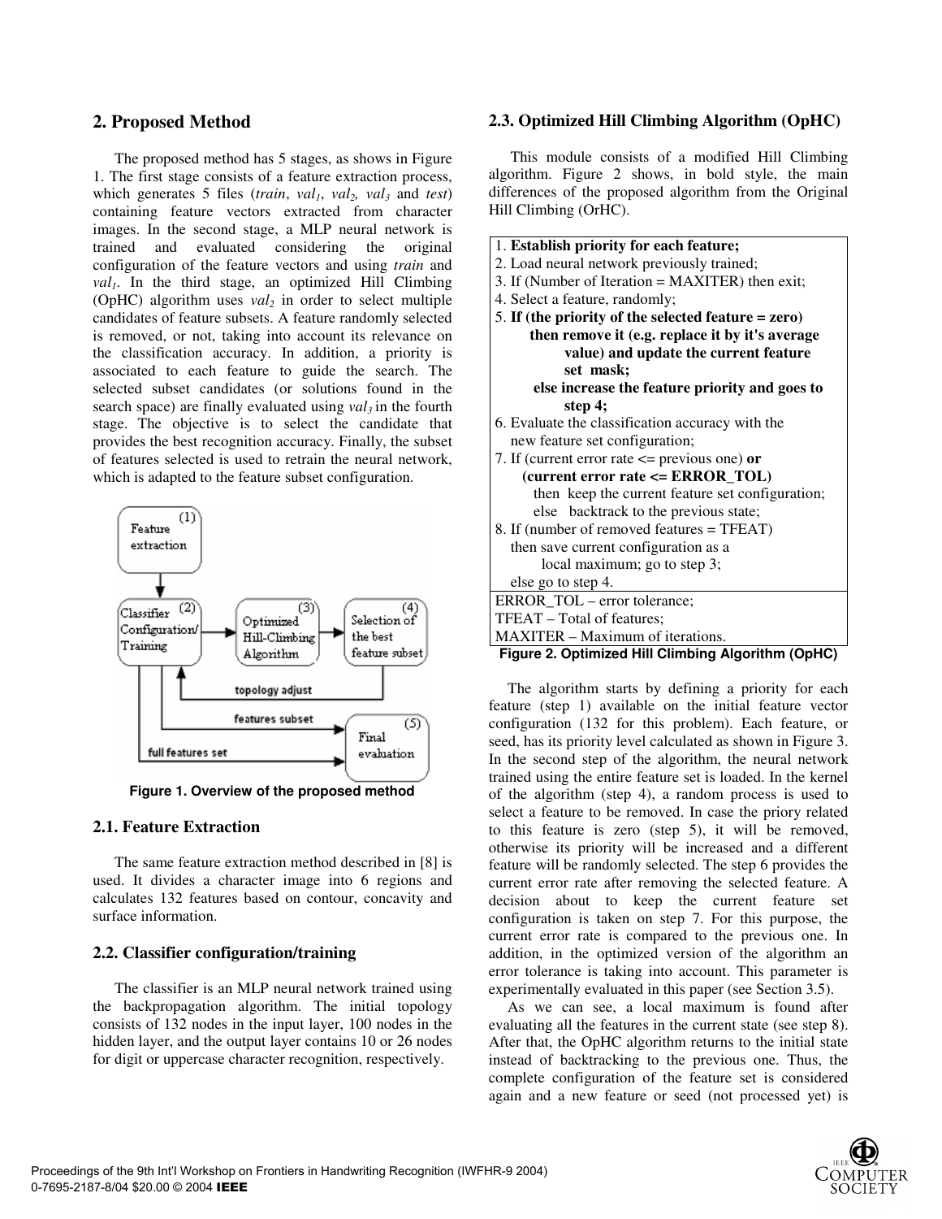## 2. Proposed Method

The proposed method has 5 stages, as shows in Figure 1. The first stage consists of a feature extraction process, which generates 5 files (*train*, $val_1$, $val_2$, $val_3$ and *test*) containing feature vectors extracted from character images. In the second stage, a MLP neural network is trained and evaluated considering the original configuration of the feature vectors and using *train* and $val_1$. In the third stage, an optimized Hill Climbing (OpHC) algorithm uses $val_2$ in order to select multiple candidates of feature subsets. A feature randomly selected is removed, or not, taking into account its relevance on the classification accuracy. In addition, a priority is associated to each feature to guide the search. The selected subset candidates (or solutions found in the search space) are finally evaluated using $val_3$ in the fourth stage. The objective is to select the candidate that provides the best recognition accuracy. Finally, the subset of features selected is used to retrain the neural network, which is adapted to the feature subset configuration.

**Figure 1. Overview of the proposed method**

### 2.1. Feature Extraction

The same feature extraction method described in [8] is used. It divides a character image into 6 regions and calculates 132 features based on contour, concavity and surface information.

### 2.2. Classifier configuration/training

The classifier is an MLP neural network trained using the backpropagation algorithm. The initial topology consists of 132 nodes in the input layer, 100 nodes in the hidden layer, and the output layer contains 10 or 26 nodes for digit or uppercase character recognition, respectively.

### 2.3. Optimized Hill Climbing Algorithm (OpHC)

This module consists of a modified Hill Climbing algorithm. Figure 2 shows, in bold style, the main differences of the proposed algorithm from the Original Hill Climbing (OrHC).

1. **Establish priority for each feature;**
2. Load neural network previously trained;
3. If (Number of Iteration = MAXITER) then exit;
4. Select a feature, randomly;
5. **If (the priority of the selected feature = zero) then remove it (e.g. replace it by it's average value) and update the current feature set mask; else increase the feature priority and goes to step 4;**
6. Evaluate the classification accuracy with the new feature set configuration;
7. If (current error rate <= previous one) **or (current error rate <= ERROR_TOL)** then keep the current feature set configuration; else backtrack to the previous state;
8. If (number of removed features = TFEAT) then save current configuration as a local maximum; go to step 3; else go to step 4.

ERROR_TOL – error tolerance;
TFEAT – Total of features;
MAXITER – Maximum of iterations.

**Figure 2. Optimized Hill Climbing Algorithm (OpHC)**

The algorithm starts by defining a priority for each feature (step 1) available on the initial feature vector configuration (132 for this problem). Each feature, or seed, has its priority level calculated as shown in Figure 3. In the second step of the algorithm, the neural network trained using the entire feature set is loaded. In the kernel of the algorithm (step 4), a random process is used to select a feature to be removed. In case the priory related to this feature is zero (step 5), it will be removed, otherwise its priority will be increased and a different feature will be randomly selected. The step 6 provides the current error rate after removing the selected feature. A decision about to keep the current feature set configuration is taken on step 7. For this purpose, the current error rate is compared to the previous one. In addition, in the optimized version of the algorithm an error tolerance is taking into account. This parameter is experimentally evaluated in this paper (see Section 3.5).

As we can see, a local maximum is found after evaluating all the features in the current state (see step 8). After that, the OpHC algorithm returns to the initial state instead of backtracking to the previous one. Thus, the complete configuration of the feature set is considered again and a new feature or seed (not processed yet) is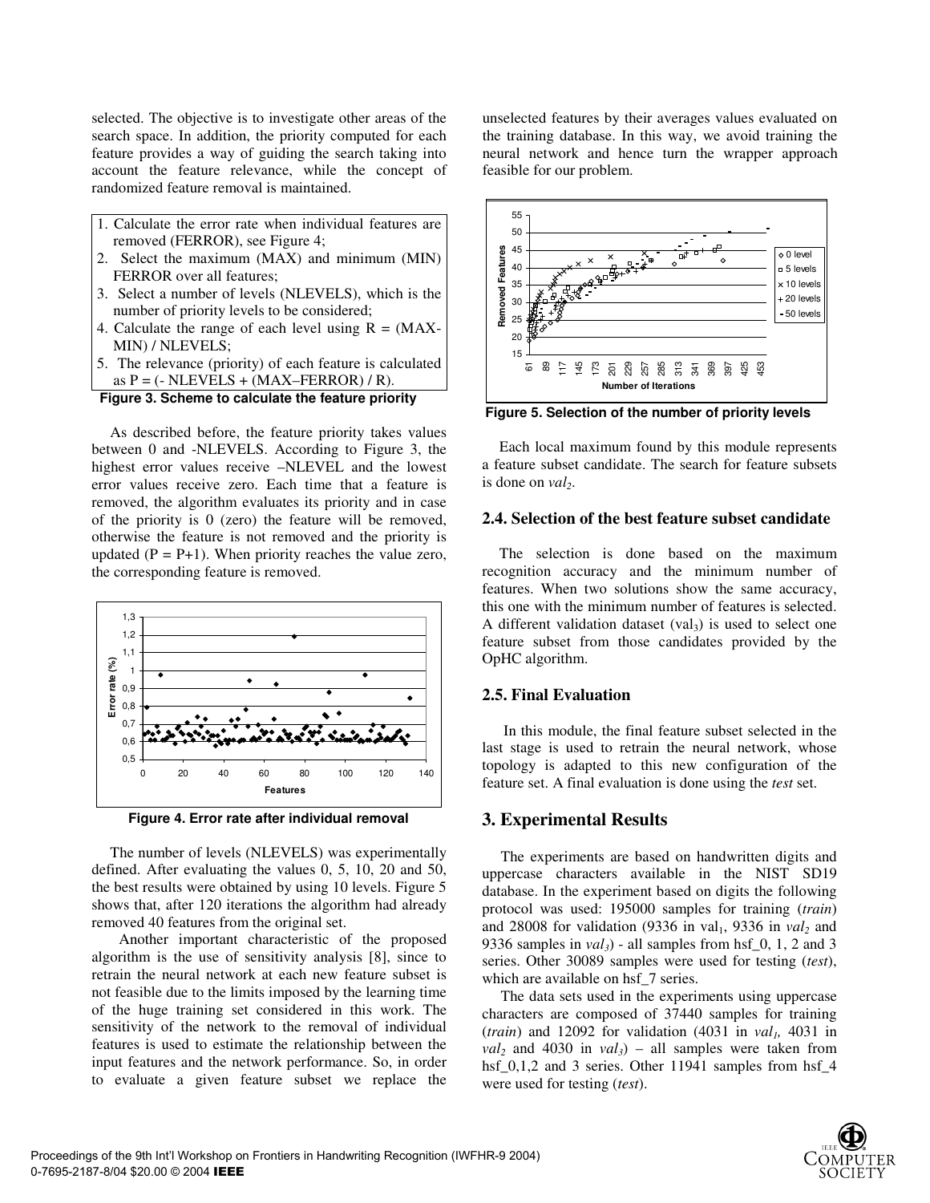selected. The objective is to investigate other areas of the search space. In addition, the priority computed for each feature provides a way of guiding the search taking into account the feature relevance, while the concept of randomized feature removal is maintained.

1. Calculate the error rate when individual features are removed (FERROR), see Figure 4;
2. Select the maximum (MAX) and minimum (MIN) FERROR over all features;
3. Select a number of levels (NLEVELS), which is the number of priority levels to be considered;
4. Calculate the range of each level using R = (MAX-MIN) / NLEVELS;
5. The relevance (priority) of each feature is calculated as P = (- NLEVELS + (MAX–FERROR) / R).

**Figure 3. Scheme to calculate the feature priority**

As described before, the feature priority takes values between 0 and -NLEVELS. According to Figure 3, the highest error values receive –NLEVEL and the lowest error values receive zero. Each time that a feature is removed, the algorithm evaluates its priority and in case of the priority is 0 (zero) the feature will be removed, otherwise the feature is not removed and the priority is updated (P = P+1). When priority reaches the value zero, the corresponding feature is removed.

**Figure 4. Error rate after individual removal**

The number of levels (NLEVELS) was experimentally defined. After evaluating the values 0, 5, 10, 20 and 50, the best results were obtained by using 10 levels. Figure 5 shows that, after 120 iterations the algorithm had already removed 40 features from the original set.

Another important characteristic of the proposed algorithm is the use of sensitivity analysis [8], since to retrain the neural network at each new feature subset is not feasible due to the limits imposed by the learning time of the huge training set considered in this work. The sensitivity of the network to the removal of individual features is used to estimate the relationship between the input features and the network performance. So, in order to evaluate a given feature subset we replace the unselected features by their averages values evaluated on the training database. In this way, we avoid training the neural network and hence turn the wrapper approach feasible for our problem.

**Figure 5. Selection of the number of priority levels**

Each local maximum found by this module represents a feature subset candidate. The search for feature subsets is done on *val*$_2$.

### 2.4. Selection of the best feature subset candidate

The selection is done based on the maximum recognition accuracy and the minimum number of features. When two solutions show the same accuracy, this one with the minimum number of features is selected. A different validation dataset (val$_3$) is used to select one feature subset from those candidates provided by the OpHC algorithm.

### 2.5. Final Evaluation

In this module, the final feature subset selected in the last stage is used to retrain the neural network, whose topology is adapted to this new configuration of the feature set. A final evaluation is done using the *test* set.

## 3. Experimental Results

The experiments are based on handwritten digits and uppercase characters available in the NIST SD19 database. In the experiment based on digits the following protocol was used: 195000 samples for training (*train*) and 28008 for validation (9336 in val$_1$, 9336 in *val*$_2$ and 9336 samples in *val*$_3$) - all samples from hsf_0, 1, 2 and 3 series. Other 30089 samples were used for testing (*test*), which are available on hsf_7 series.

The data sets used in the experiments using uppercase characters are composed of 37440 samples for training (*train*) and 12092 for validation (4031 in *val*$_1$, 4031 in *val*$_2$ and 4030 in *val*$_3$) – all samples were taken from hsf_0,1,2 and 3 series. Other 11941 samples from hsf_4 were used for testing (*test*).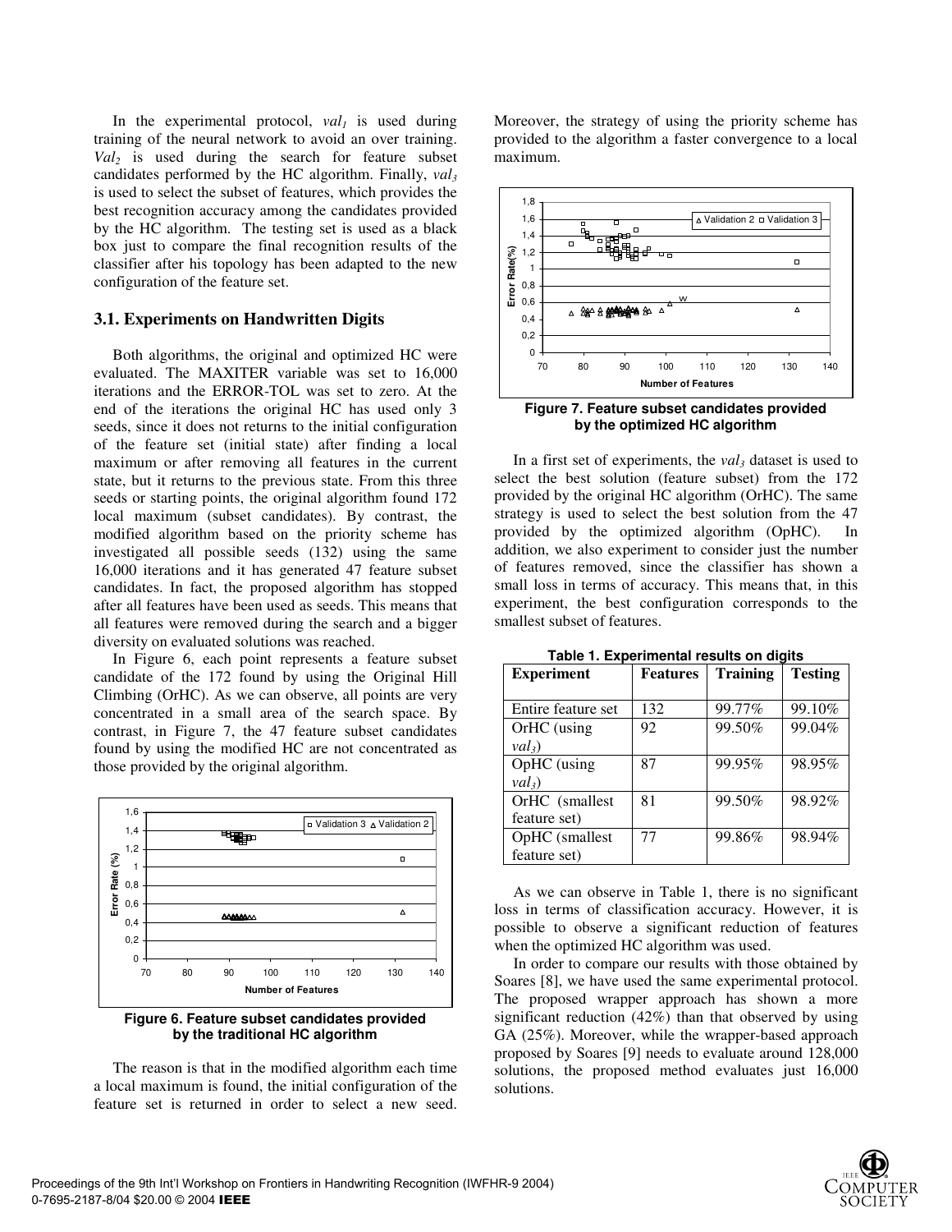In the experimental protocol, $val_1$ is used during training of the neural network to avoid an over training. $Val_2$ is used during the search for feature subset candidates performed by the HC algorithm. Finally, $val_3$ is used to select the subset of features, which provides the best recognition accuracy among the candidates provided by the HC algorithm. The testing set is used as a black box just to compare the final recognition results of the classifier after his topology has been adapted to the new configuration of the feature set.

### 3.1. Experiments on Handwritten Digits

Both algorithms, the original and optimized HC were evaluated. The MAXITER variable was set to 16,000 iterations and the ERROR-TOL was set to zero. At the end of the iterations the original HC has used only 3 seeds, since it does not returns to the initial configuration of the feature set (initial state) after finding a local maximum or after removing all features in the current state, but it returns to the previous state. From this three seeds or starting points, the original algorithm found 172 local maximum (subset candidates). By contrast, the modified algorithm based on the priority scheme has investigated all possible seeds (132) using the same 16,000 iterations and it has generated 47 feature subset candidates. In fact, the proposed algorithm has stopped after all features have been used as seeds. This means that all features were removed during the search and a bigger diversity on evaluated solutions was reached.

In Figure 6, each point represents a feature subset candidate of the 172 found by using the Original Hill Climbing (OrHC). As we can observe, all points are very concentrated in a small area of the search space. By contrast, in Figure 7, the 47 feature subset candidates found by using the modified HC are not concentrated as those provided by the original algorithm.

**Figure 6. Feature subset candidates provided by the traditional HC algorithm**

The reason is that in the modified algorithm each time a local maximum is found, the initial configuration of the feature set is returned in order to select a new seed. Moreover, the strategy of using the priority scheme has provided to the algorithm a faster convergence to a local maximum.

**Figure 7. Feature subset candidates provided by the optimized HC algorithm**

In a first set of experiments, the $val_3$ dataset is used to select the best solution (feature subset) from the 172 provided by the original HC algorithm (OrHC). The same strategy is used to select the best solution from the 47 provided by the optimized algorithm (OpHC). In addition, we also experiment to consider just the number of features removed, since the classifier has shown a small loss in terms of accuracy. This means that, in this experiment, the best configuration corresponds to the smallest subset of features.

**Table 1. Experimental results on digits**

| Experiment | Features | Training | Testing |
|---|---|---|---|
| Entire feature set | 132 | 99.77% | 99.10% |
| OrHC (using $val_3$) | 92 | 99.50% | 99.04% |
| OpHC (using $val_3$) | 87 | 99.95% | 98.95% |
| OrHC (smallest feature set) | 81 | 99.50% | 98.92% |
| OpHC (smallest feature set) | 77 | 99.86% | 98.94% |

As we can observe in Table 1, there is no significant loss in terms of classification accuracy. However, it is possible to observe a significant reduction of features when the optimized HC algorithm was used.

In order to compare our results with those obtained by Soares [8], we have used the same experimental protocol. The proposed wrapper approach has shown a more significant reduction (42%) than that observed by using GA (25%). Moreover, while the wrapper-based approach proposed by Soares [9] needs to evaluate around 128,000 solutions, the proposed method evaluates just 16,000 solutions.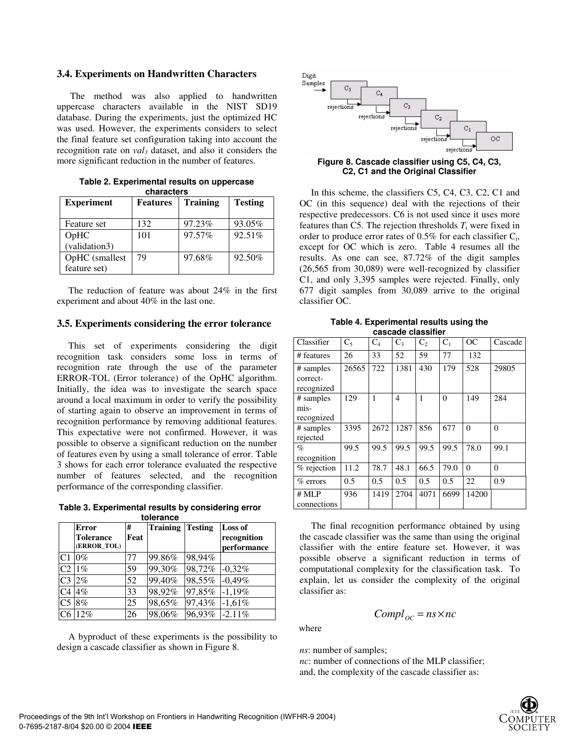### 3.4. Experiments on Handwritten Characters

The method was also applied to handwritten uppercase characters available in the NIST SD19 database. During the experiments, just the optimized HC was used. However, the experiments considers to select the final feature set configuration taking into account the recognition rate on $val_3$ dataset, and also it considers the more significant reduction in the number of features.

**Table 2. Experimental results on uppercase characters**

| Experiment | Features | Training | Testing |
|---|---|---|---|
| Feature set | 132 | 97.23% | 93.05% |
| OpHC (validation3) | 101 | 97.57% | 92.51% |
| OpHC (smallest feature set) | 79 | 97.68% | 92.50% |

The reduction of feature was about 24% in the first experiment and about 40% in the last one.

### 3.5. Experiments considering the error tolerance

This set of experiments considering the digit recognition task considers some loss in terms of recognition rate through the use of the parameter ERROR-TOL (Error tolerance) of the OpHC algorithm. Initially, the idea was to investigate the search space around a local maximum in order to verify the possibility of starting again to observe an improvement in terms of recognition performance by removing additional features. This expectative were not confirmed. However, it was possible to observe a significant reduction on the number of features even by using a small tolerance of error. Table 3 shows for each error tolerance evaluated the respective number of features selected, and the recognition performance of the corresponding classifier.

**Table 3. Experimental results by considering error tolerance**

| | Error Tolerance (ERROR_TOL) | # Feat | Training | Testing | Loss of recognition performance |
|---|---|---|---|---|---|
| C1 | 0% | 77 | 99.86% | 98,94% | |
| C2 | 1% | 59 | 99,30% | 98,72% | -0,32% |
| C3 | 2% | 52 | 99,40% | 98,55% | -0,49% |
| C4 | 4% | 33 | 98,92% | 97,85% | -1,19% |
| C5 | 8% | 25 | 98,65% | 97,43% | -1,61% |
| C6 | 12% | 26 | 98,06% | 96,93% | -2.11% |

A byproduct of these experiments is the possibility to design a cascade classifier as shown in Figure 8.

**Figure 8. Cascade classifier using C5, C4, C3, C2, C1 and the Original Classifier**

In this scheme, the classifiers C5, C4, C3, C2, C1 and OC (in this sequence) deal with the rejections of their respective predecessors. C6 is not used since it uses more features than C5. The rejection thresholds $T_i$ were fixed in order to produce error rates of 0.5% for each classifier $C_i$, except for OC which is zero. Table 4 resumes all the results. As one can see, 87.72% of the digit samples (26,565 from 30,089) were well-recognized by classifier C1, and only 3,395 samples were rejected. Finally, only 677 digit samples from 30,089 arrive to the original classifier OC.

**Table 4. Experimental results using the cascade classifier**

| Classifier | $C_5$ | $C_4$ | $C_3$ | $C_2$ | $C_1$ | OC | Cascade |
|---|---|---|---|---|---|---|---|
| # features | 26 | 33 | 52 | 59 | 77 | 132 | |
| # samples correct-recognized | 26565 | 722 | 1381 | 430 | 179 | 528 | 29805 |
| # samples mis-recognized | 129 | 1 | 4 | 1 | 0 | 149 | 284 |
| # samples rejected | 3395 | 2672 | 1287 | 856 | 677 | 0 | 0 |
| % recognition | 99.5 | 99.5 | 99.5 | 99.5 | 99.5 | 78.0 | 99.1 |
| % rejection | 11.2 | 78.7 | 48.1 | 66.5 | 79.0 | 0 | 0 |
| % errors | 0.5 | 0.5 | 0.5 | 0.5 | 0.5 | 22 | 0.9 |
| # MLP connections | 936 | 1419 | 2704 | 4071 | 6699 | 14200 | |

The final recognition performance obtained by using the cascade classifier was the same than using the original classifier with the entire feature set. However, it was possible observe a significant reduction in terms of computational complexity for the classification task. To explain, let us consider the complexity of the original classifier as:

$$Compl_{OC} = ns \times nc$$

where

*ns*: number of samples;
*nc*: number of connections of the MLP classifier;
and, the complexity of the cascade classifier as: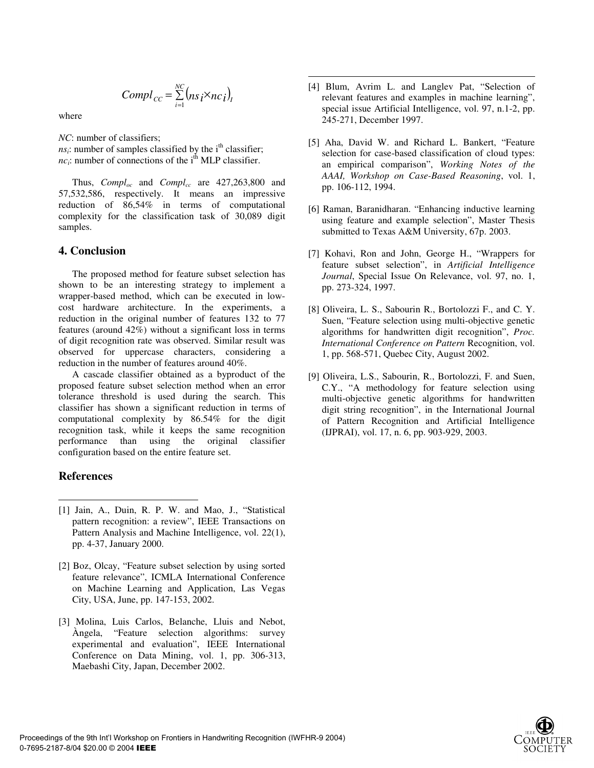$$Compl_{CC} = \sum_{i=1}^{NC} (ns_i \times nc_i)_I$$

where

$NC$: number of classifiers;
$ns_i$: number of samples classified by the i[th] classifier;
$nc_i$: number of connections of the i[th] MLP classifier.

Thus, $Compl_{oc}$ and $Compl_{cc}$ are 427,263,800 and 57,532,586, respectively. It means an impressive reduction of 86,54% in terms of computational complexity for the classification task of 30,089 digit samples.

## 4. Conclusion

The proposed method for feature subset selection has shown to be an interesting strategy to implement a wrapper-based method, which can be executed in low-cost hardware architecture. In the experiments, a reduction in the original number of features 132 to 77 features (around 42%) without a significant loss in terms of digit recognition rate was observed. Similar result was observed for uppercase characters, considering a reduction in the number of features around 40%.

A cascade classifier obtained as a byproduct of the proposed feature subset selection method when an error tolerance threshold is used during the search. This classifier has shown a significant reduction in terms of computational complexity by 86.54% for the digit recognition task, while it keeps the same recognition performance than using the original classifier configuration based on the entire feature set.

## References

[1] Jain, A., Duin, R. P. W. and Mao, J., "Statistical pattern recognition: a review", IEEE Transactions on Pattern Analysis and Machine Intelligence, vol. 22(1), pp. 4-37, January 2000.

[2] Boz, Olcay, "Feature subset selection by using sorted feature relevance", ICMLA International Conference on Machine Learning and Application, Las Vegas City, USA, June, pp. 147-153, 2002.

[3] Molina, Luis Carlos, Belanche, Lluis and Nebot, Àngela, "Feature selection algorithms: survey experimental and evaluation", IEEE International Conference on Data Mining, vol. 1, pp. 306-313, Maebashi City, Japan, December 2002.

[4] Blum, Avrim L. and Langlev Pat, "Selection of relevant features and examples in machine learning", special issue Artificial Intelligence, vol. 97, n.1-2, pp. 245-271, December 1997.

[5] Aha, David W. and Richard L. Bankert, "Feature selection for case-based classification of cloud types: an empirical comparison", *Working Notes of the AAAI, Workshop on Case-Based Reasoning*, vol. 1, pp. 106-112, 1994.

[6] Raman, Baranidharan. "Enhancing inductive learning using feature and example selection", Master Thesis submitted to Texas A&M University, 67p. 2003.

[7] Kohavi, Ron and John, George H., "Wrappers for feature subset selection", in *Artificial Intelligence Journal*, Special Issue On Relevance, vol. 97, no. 1, pp. 273-324, 1997.

[8] Oliveira, L. S., Sabourin R., Bortolozzi F., and C. Y. Suen, "Feature selection using multi-objective genetic algorithms for handwritten digit recognition", *Proc. International Conference on Pattern* Recognition, vol. 1, pp. 568-571, Quebec City, August 2002.

[9] Oliveira, L.S., Sabourin, R., Bortolozzi, F. and Suen, C.Y., "A methodology for feature selection using multi-objective genetic algorithms for handwritten digit string recognition", in the International Journal of Pattern Recognition and Artificial Intelligence (IJPRAI), vol. 17, n. 6, pp. 903-929, 2003.